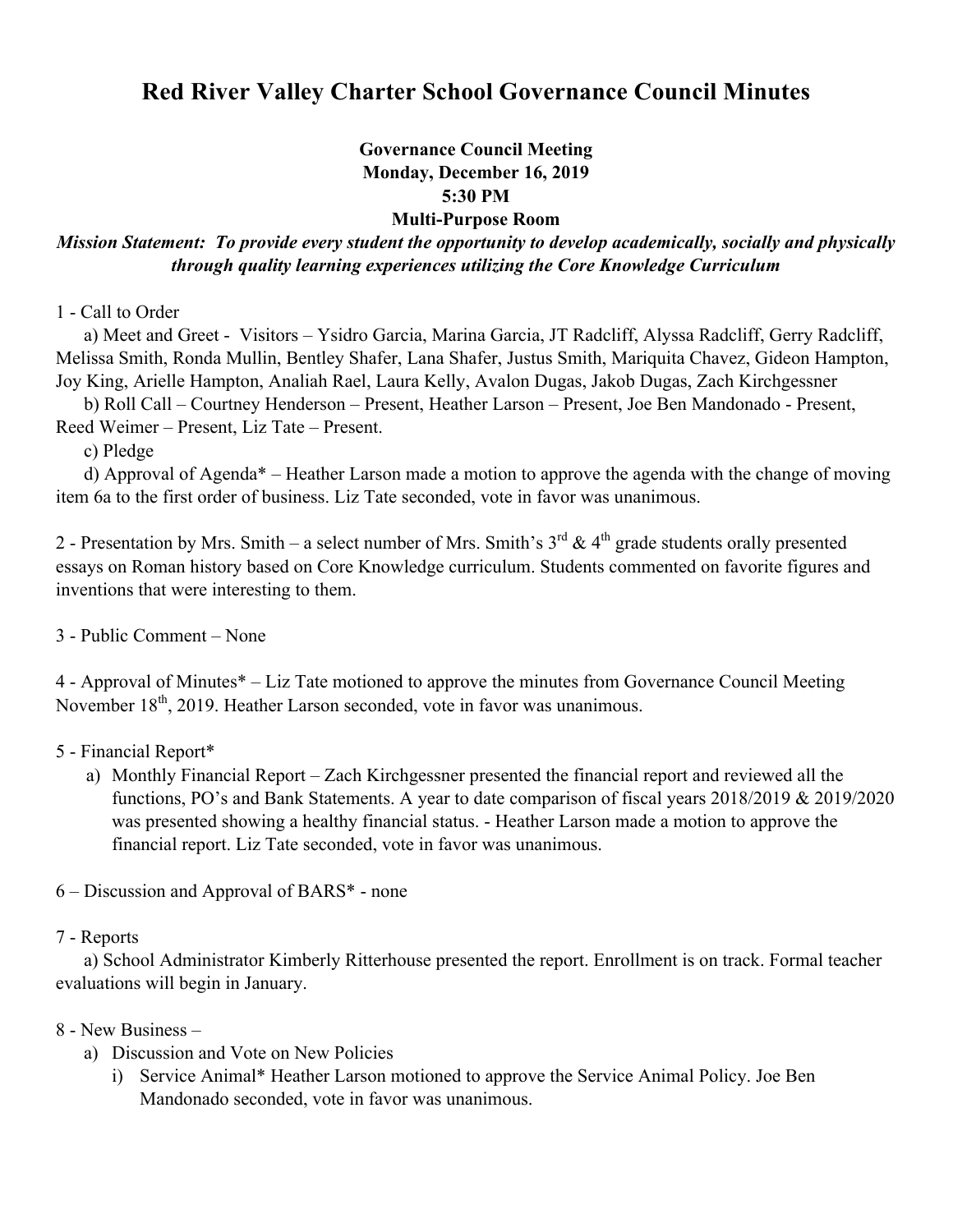# Red River Valley Charter School Governance Council Minutes

**Governance Council Meeting**
**Monday, December 16, 2019**
**5:30 PM**
**Multi-Purpose Room**

***Mission Statement: To provide every student the opportunity to develop academically, socially and physically through quality learning experiences utilizing the Core Knowledge Curriculum***

1 - Call to Order

a) Meet and Greet - Visitors – Ysidro Garcia, Marina Garcia, JT Radcliff, Alyssa Radcliff, Gerry Radcliff, Melissa Smith, Ronda Mullin, Bentley Shafer, Lana Shafer, Justus Smith, Mariquita Chavez, Gideon Hampton, Joy King, Arielle Hampton, Analiah Rael, Laura Kelly, Avalon Dugas, Jakob Dugas, Zach Kirchgessner

b) Roll Call – Courtney Henderson – Present, Heather Larson – Present, Joe Ben Mandonado - Present, Reed Weimer – Present, Liz Tate – Present.

c) Pledge

d) Approval of Agenda* – Heather Larson made a motion to approve the agenda with the change of moving item 6a to the first order of business. Liz Tate seconded, vote in favor was unanimous.

2 - Presentation by Mrs. Smith – a select number of Mrs. Smith's 3rd & 4th grade students orally presented essays on Roman history based on Core Knowledge curriculum. Students commented on favorite figures and inventions that were interesting to them.

3 - Public Comment – None

4 - Approval of Minutes* – Liz Tate motioned to approve the minutes from Governance Council Meeting November 18th, 2019. Heather Larson seconded, vote in favor was unanimous.

5 - Financial Report*

a) Monthly Financial Report – Zach Kirchgessner presented the financial report and reviewed all the functions, PO's and Bank Statements. A year to date comparison of fiscal years 2018/2019 & 2019/2020 was presented showing a healthy financial status. - Heather Larson made a motion to approve the financial report. Liz Tate seconded, vote in favor was unanimous.

6 – Discussion and Approval of BARS* - none

7 - Reports

a) School Administrator Kimberly Ritterhouse presented the report. Enrollment is on track. Formal teacher evaluations will begin in January.

8 - New Business –

a) Discussion and Vote on New Policies
   i) Service Animal* Heather Larson motioned to approve the Service Animal Policy. Joe Ben Mandonado seconded, vote in favor was unanimous.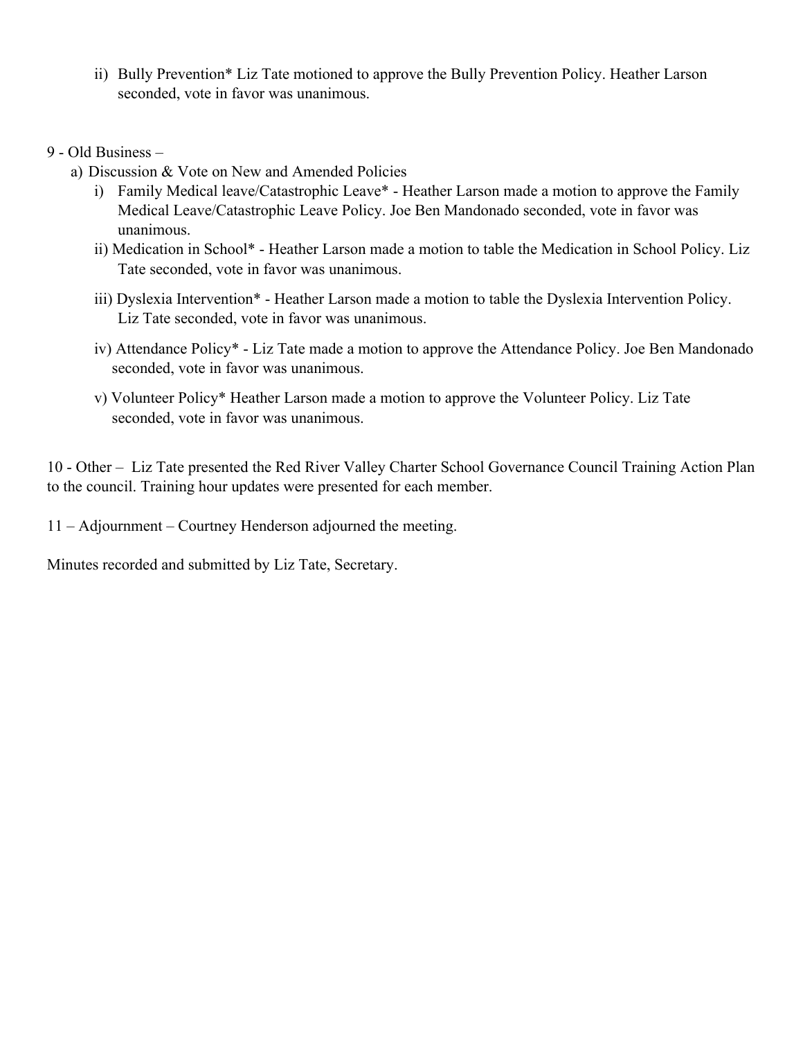ii) Bully Prevention* Liz Tate motioned to approve the Bully Prevention Policy. Heather Larson seconded, vote in favor was unanimous.

9 - Old Business –

a) Discussion & Vote on New and Amended Policies

i) Family Medical leave/Catastrophic Leave* - Heather Larson made a motion to approve the Family Medical Leave/Catastrophic Leave Policy. Joe Ben Mandonado seconded, vote in favor was unanimous.

ii) Medication in School* - Heather Larson made a motion to table the Medication in School Policy. Liz Tate seconded, vote in favor was unanimous.

iii) Dyslexia Intervention* - Heather Larson made a motion to table the Dyslexia Intervention Policy. Liz Tate seconded, vote in favor was unanimous.

iv) Attendance Policy* - Liz Tate made a motion to approve the Attendance Policy. Joe Ben Mandonado seconded, vote in favor was unanimous.

v) Volunteer Policy* Heather Larson made a motion to approve the Volunteer Policy. Liz Tate seconded, vote in favor was unanimous.

10 - Other – Liz Tate presented the Red River Valley Charter School Governance Council Training Action Plan to the council. Training hour updates were presented for each member.

11 – Adjournment – Courtney Henderson adjourned the meeting.

Minutes recorded and submitted by Liz Tate, Secretary.